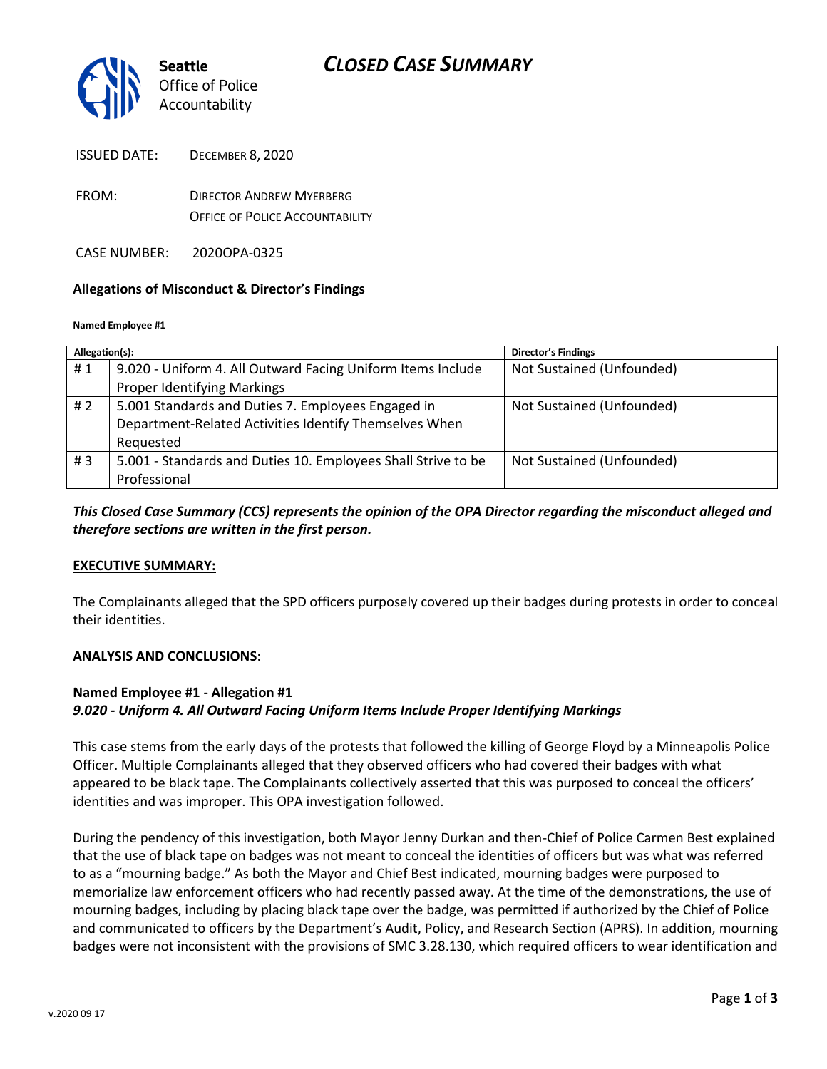# CLOSED CASE SUMMARY

Seattle Office of Police Accountability

ISSUED DATE: DECEMBER 8, 2020

FROM: DIRECTOR ANDREW MYERBERG
OFFICE OF POLICE ACCOUNTABILITY

CASE NUMBER: 2020OPA-0325

**Allegations of Misconduct & Director's Findings**

**Named Employee #1**

| Allegation(s): | | Director's Findings |
|---|---|---|
| # 1 | 9.020 - Uniform 4. All Outward Facing Uniform Items Include Proper Identifying Markings | Not Sustained (Unfounded) |
| # 2 | 5.001 Standards and Duties 7. Employees Engaged in Department-Related Activities Identify Themselves When Requested | Not Sustained (Unfounded) |
| # 3 | 5.001 - Standards and Duties 10. Employees Shall Strive to be Professional | Not Sustained (Unfounded) |

***This Closed Case Summary (CCS) represents the opinion of the OPA Director regarding the misconduct alleged and therefore sections are written in the first person.***

**EXECUTIVE SUMMARY:**

The Complainants alleged that the SPD officers purposely covered up their badges during protests in order to conceal their identities.

**ANALYSIS AND CONCLUSIONS:**

**Named Employee #1 - Allegation #1**
***9.020 - Uniform 4. All Outward Facing Uniform Items Include Proper Identifying Markings***

This case stems from the early days of the protests that followed the killing of George Floyd by a Minneapolis Police Officer. Multiple Complainants alleged that they observed officers who had covered their badges with what appeared to be black tape. The Complainants collectively asserted that this was purposed to conceal the officers' identities and was improper. This OPA investigation followed.

During the pendency of this investigation, both Mayor Jenny Durkan and then-Chief of Police Carmen Best explained that the use of black tape on badges was not meant to conceal the identities of officers but was what was referred to as a "mourning badge." As both the Mayor and Chief Best indicated, mourning badges were purposed to memorialize law enforcement officers who had recently passed away. At the time of the demonstrations, the use of mourning badges, including by placing black tape over the badge, was permitted if authorized by the Chief of Police and communicated to officers by the Department's Audit, Policy, and Research Section (APRS). In addition, mourning badges were not inconsistent with the provisions of SMC 3.28.130, which required officers to wear identification and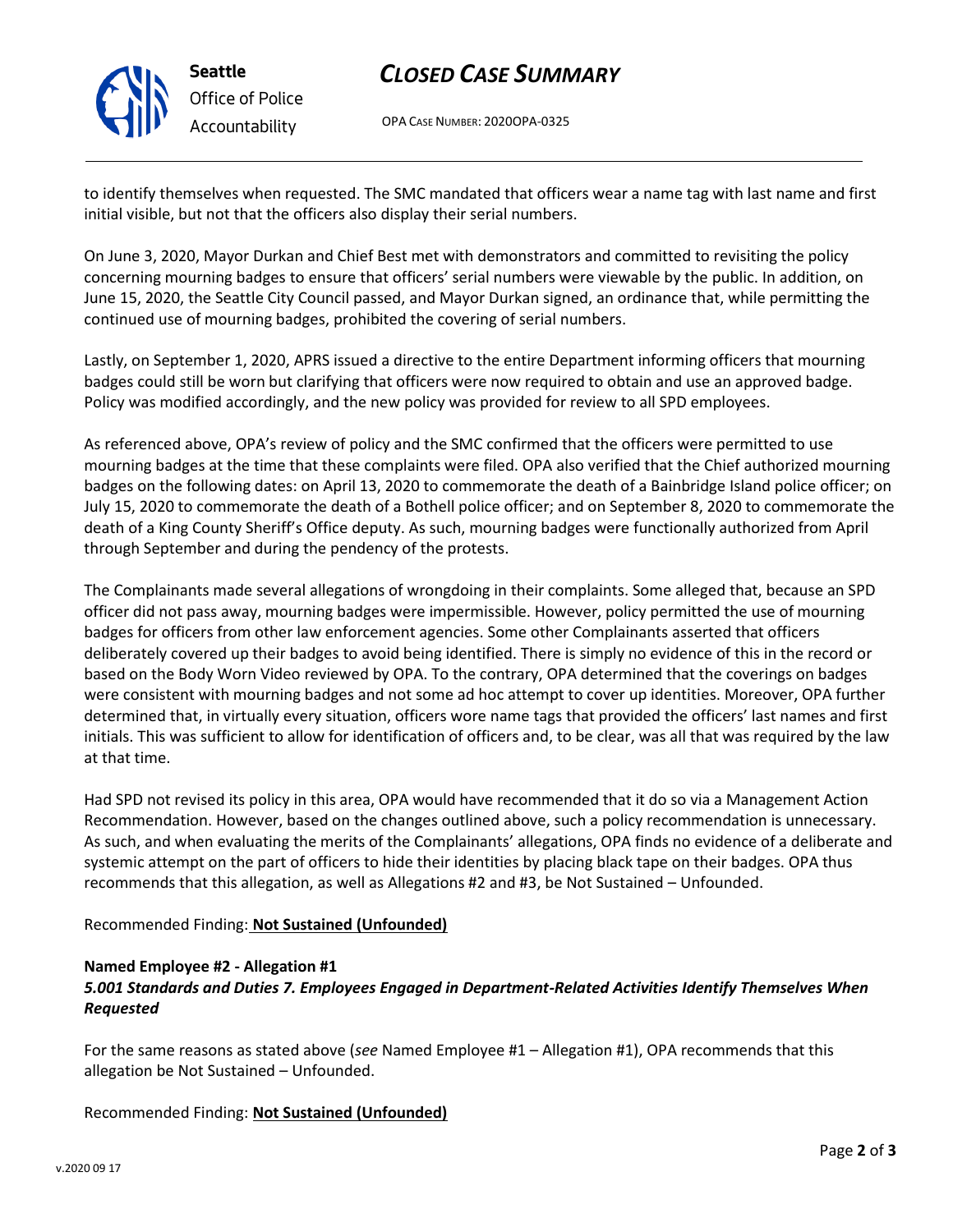to identify themselves when requested. The SMC mandated that officers wear a name tag with last name and first initial visible, but not that the officers also display their serial numbers.

On June 3, 2020, Mayor Durkan and Chief Best met with demonstrators and committed to revisiting the policy concerning mourning badges to ensure that officers' serial numbers were viewable by the public. In addition, on June 15, 2020, the Seattle City Council passed, and Mayor Durkan signed, an ordinance that, while permitting the continued use of mourning badges, prohibited the covering of serial numbers.

Lastly, on September 1, 2020, APRS issued a directive to the entire Department informing officers that mourning badges could still be worn but clarifying that officers were now required to obtain and use an approved badge. Policy was modified accordingly, and the new policy was provided for review to all SPD employees.

As referenced above, OPA's review of policy and the SMC confirmed that the officers were permitted to use mourning badges at the time that these complaints were filed. OPA also verified that the Chief authorized mourning badges on the following dates: on April 13, 2020 to commemorate the death of a Bainbridge Island police officer; on July 15, 2020 to commemorate the death of a Bothell police officer; and on September 8, 2020 to commemorate the death of a King County Sheriff's Office deputy. As such, mourning badges were functionally authorized from April through September and during the pendency of the protests.

The Complainants made several allegations of wrongdoing in their complaints. Some alleged that, because an SPD officer did not pass away, mourning badges were impermissible. However, policy permitted the use of mourning badges for officers from other law enforcement agencies. Some other Complainants asserted that officers deliberately covered up their badges to avoid being identified. There is simply no evidence of this in the record or based on the Body Worn Video reviewed by OPA. To the contrary, OPA determined that the coverings on badges were consistent with mourning badges and not some ad hoc attempt to cover up identities. Moreover, OPA further determined that, in virtually every situation, officers wore name tags that provided the officers' last names and first initials. This was sufficient to allow for identification of officers and, to be clear, was all that was required by the law at that time.

Had SPD not revised its policy in this area, OPA would have recommended that it do so via a Management Action Recommendation. However, based on the changes outlined above, such a policy recommendation is unnecessary. As such, and when evaluating the merits of the Complainants' allegations, OPA finds no evidence of a deliberate and systemic attempt on the part of officers to hide their identities by placing black tape on their badges. OPA thus recommends that this allegation, as well as Allegations #2 and #3, be Not Sustained – Unfounded.

Recommended Finding: **Not Sustained (Unfounded)**

**Named Employee #2 - Allegation #1**
***5.001 Standards and Duties 7. Employees Engaged in Department-Related Activities Identify Themselves When Requested***

For the same reasons as stated above (*see* Named Employee #1 – Allegation #1), OPA recommends that this allegation be Not Sustained – Unfounded.

Recommended Finding: **Not Sustained (Unfounded)**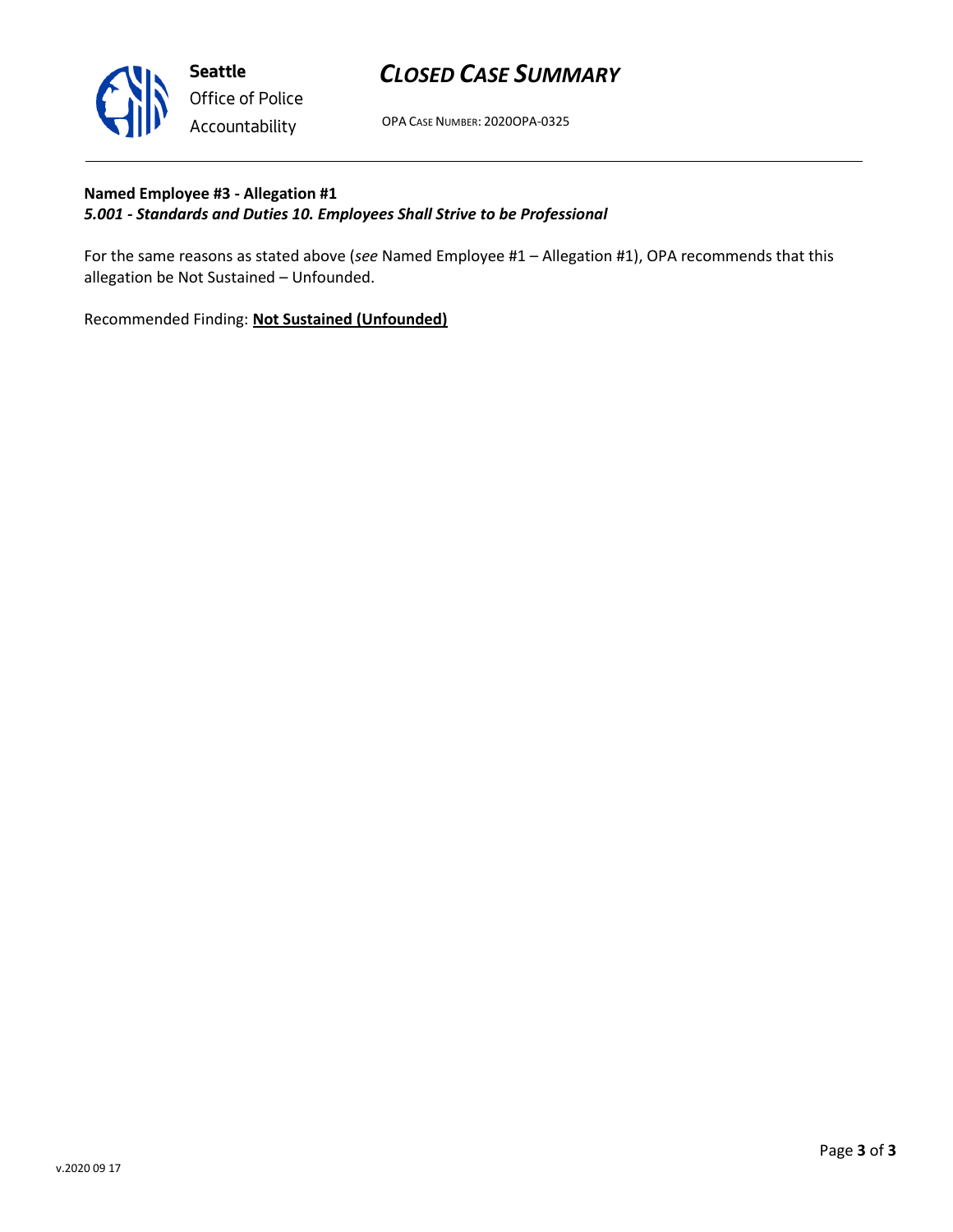**Named Employee #3 - Allegation #1**
***5.001 - Standards and Duties 10. Employees Shall Strive to be Professional***

For the same reasons as stated above (*see* Named Employee #1 – Allegation #1), OPA recommends that this allegation be Not Sustained – Unfounded.

Recommended Finding: **Not Sustained (Unfounded)**